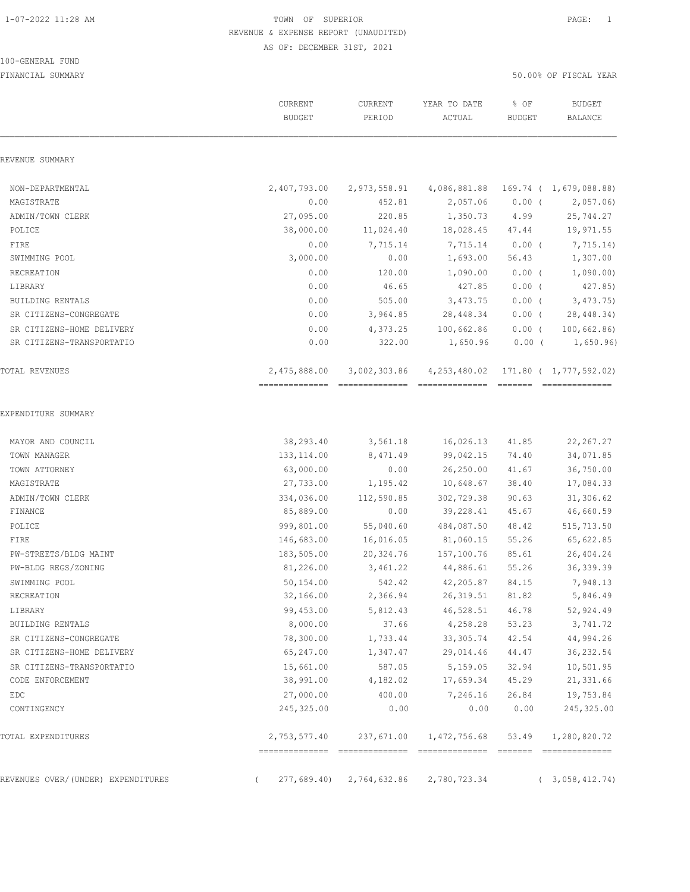# TOWN OF SUPERIOR

REVENUE & EXPENSE REPORT (UNAUDITED)

AS OF: DECEMBER 31ST, 2021

100-GENERAL FUND

FINANCIAL SUMMARY

50.00% OF FISCAL YEAR

| | CURRENT BUDGET | CURRENT PERIOD | YEAR TO DATE ACTUAL | % OF BUDGET | BUDGET BALANCE |
|---|---|---|---|---|---|
| **REVENUE SUMMARY** | | | | | |
| NON-DEPARTMENTAL | 2,407,793.00 | 2,973,558.91 | 4,086,881.88 | 169.74 | ( 1,679,088.88) |
| MAGISTRATE | 0.00 | 452.81 | 2,057.06 | 0.00 | ( 2,057.06) |
| ADMIN/TOWN CLERK | 27,095.00 | 220.85 | 1,350.73 | 4.99 | 25,744.27 |
| POLICE | 38,000.00 | 11,024.40 | 18,028.45 | 47.44 | 19,971.55 |
| FIRE | 0.00 | 7,715.14 | 7,715.14 | 0.00 | ( 7,715.14) |
| SWIMMING POOL | 3,000.00 | 0.00 | 1,693.00 | 56.43 | 1,307.00 |
| RECREATION | 0.00 | 120.00 | 1,090.00 | 0.00 | ( 1,090.00) |
| LIBRARY | 0.00 | 46.65 | 427.85 | 0.00 | ( 427.85) |
| BUILDING RENTALS | 0.00 | 505.00 | 3,473.75 | 0.00 | ( 3,473.75) |
| SR CITIZENS-CONGREGATE | 0.00 | 3,964.85 | 28,448.34 | 0.00 | ( 28,448.34) |
| SR CITIZENS-HOME DELIVERY | 0.00 | 4,373.25 | 100,662.86 | 0.00 | ( 100,662.86) |
| SR CITIZENS-TRANSPORTATIO | 0.00 | 322.00 | 1,650.96 | 0.00 | ( 1,650.96) |
| TOTAL REVENUES | 2,475,888.00 | 3,002,303.86 | 4,253,480.02 | 171.80 | ( 1,777,592.02) |
| **EXPENDITURE SUMMARY** | | | | | |
| MAYOR AND COUNCIL | 38,293.40 | 3,561.18 | 16,026.13 | 41.85 | 22,267.27 |
| TOWN MANAGER | 133,114.00 | 8,471.49 | 99,042.15 | 74.40 | 34,071.85 |
| TOWN ATTORNEY | 63,000.00 | 0.00 | 26,250.00 | 41.67 | 36,750.00 |
| MAGISTRATE | 27,733.00 | 1,195.42 | 10,648.67 | 38.40 | 17,084.33 |
| ADMIN/TOWN CLERK | 334,036.00 | 112,590.85 | 302,729.38 | 90.63 | 31,306.62 |
| FINANCE | 85,889.00 | 0.00 | 39,228.41 | 45.67 | 46,660.59 |
| POLICE | 999,801.00 | 55,040.60 | 484,087.50 | 48.42 | 515,713.50 |
| FIRE | 146,683.00 | 16,016.05 | 81,060.15 | 55.26 | 65,622.85 |
| PW-STREETS/BLDG MAINT | 183,505.00 | 20,324.76 | 157,100.76 | 85.61 | 26,404.24 |
| PW-BLDG REGS/ZONING | 81,226.00 | 3,461.22 | 44,886.61 | 55.26 | 36,339.39 |
| SWIMMING POOL | 50,154.00 | 542.42 | 42,205.87 | 84.15 | 7,948.13 |
| RECREATION | 32,166.00 | 2,366.94 | 26,319.51 | 81.82 | 5,846.49 |
| LIBRARY | 99,453.00 | 5,812.43 | 46,528.51 | 46.78 | 52,924.49 |
| BUILDING RENTALS | 8,000.00 | 37.66 | 4,258.28 | 53.23 | 3,741.72 |
| SR CITIZENS-CONGREGATE | 78,300.00 | 1,733.44 | 33,305.74 | 42.54 | 44,994.26 |
| SR CITIZENS-HOME DELIVERY | 65,247.00 | 1,347.47 | 29,014.46 | 44.47 | 36,232.54 |
| SR CITIZENS-TRANSPORTATIO | 15,661.00 | 587.05 | 5,159.05 | 32.94 | 10,501.95 |
| CODE ENFORCEMENT | 38,991.00 | 4,182.02 | 17,659.34 | 45.29 | 21,331.66 |
| EDC | 27,000.00 | 400.00 | 7,246.16 | 26.84 | 19,753.84 |
| CONTINGENCY | 245,325.00 | 0.00 | 0.00 | 0.00 | 245,325.00 |
| TOTAL EXPENDITURES | 2,753,577.40 | 237,671.00 | 1,472,756.68 | 53.49 | 1,280,820.72 |
| REVENUES OVER/(UNDER) EXPENDITURES | ( 277,689.40) | 2,764,632.86 | 2,780,723.34 | | ( 3,058,412.74) |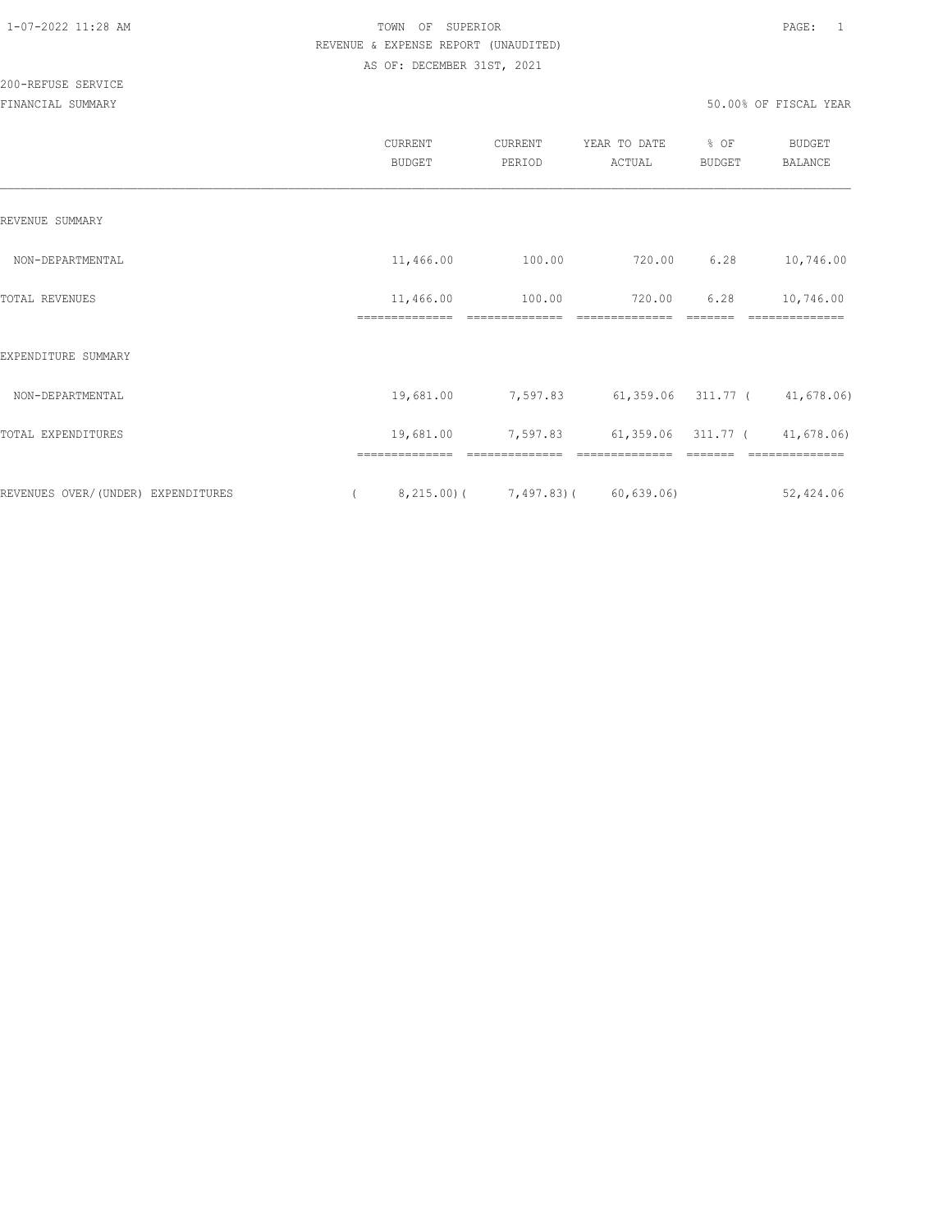TOWN OF SUPERIOR
REVENUE & EXPENSE REPORT (UNAUDITED)
AS OF: DECEMBER 31ST, 2021

200-REFUSE SERVICE
FINANCIAL SUMMARY

50.00% OF FISCAL YEAR

| | CURRENT BUDGET | CURRENT PERIOD | YEAR TO DATE ACTUAL | % OF BUDGET | BUDGET BALANCE |
|---|---|---|---|---|---|
| REVENUE SUMMARY | | | | | |
| NON-DEPARTMENTAL | 11,466.00 | 100.00 | 720.00 | 6.28 | 10,746.00 |
| TOTAL REVENUES | 11,466.00 | 100.00 | 720.00 | 6.28 | 10,746.00 |
| EXPENDITURE SUMMARY | | | | | |
| NON-DEPARTMENTAL | 19,681.00 | 7,597.83 | 61,359.06 | 311.77 | ( 41,678.06) |
| TOTAL EXPENDITURES | 19,681.00 | 7,597.83 | 61,359.06 | 311.77 | ( 41,678.06) |
| REVENUES OVER/(UNDER) EXPENDITURES | ( 8,215.00) | ( 7,497.83) | ( 60,639.06) | | 52,424.06 |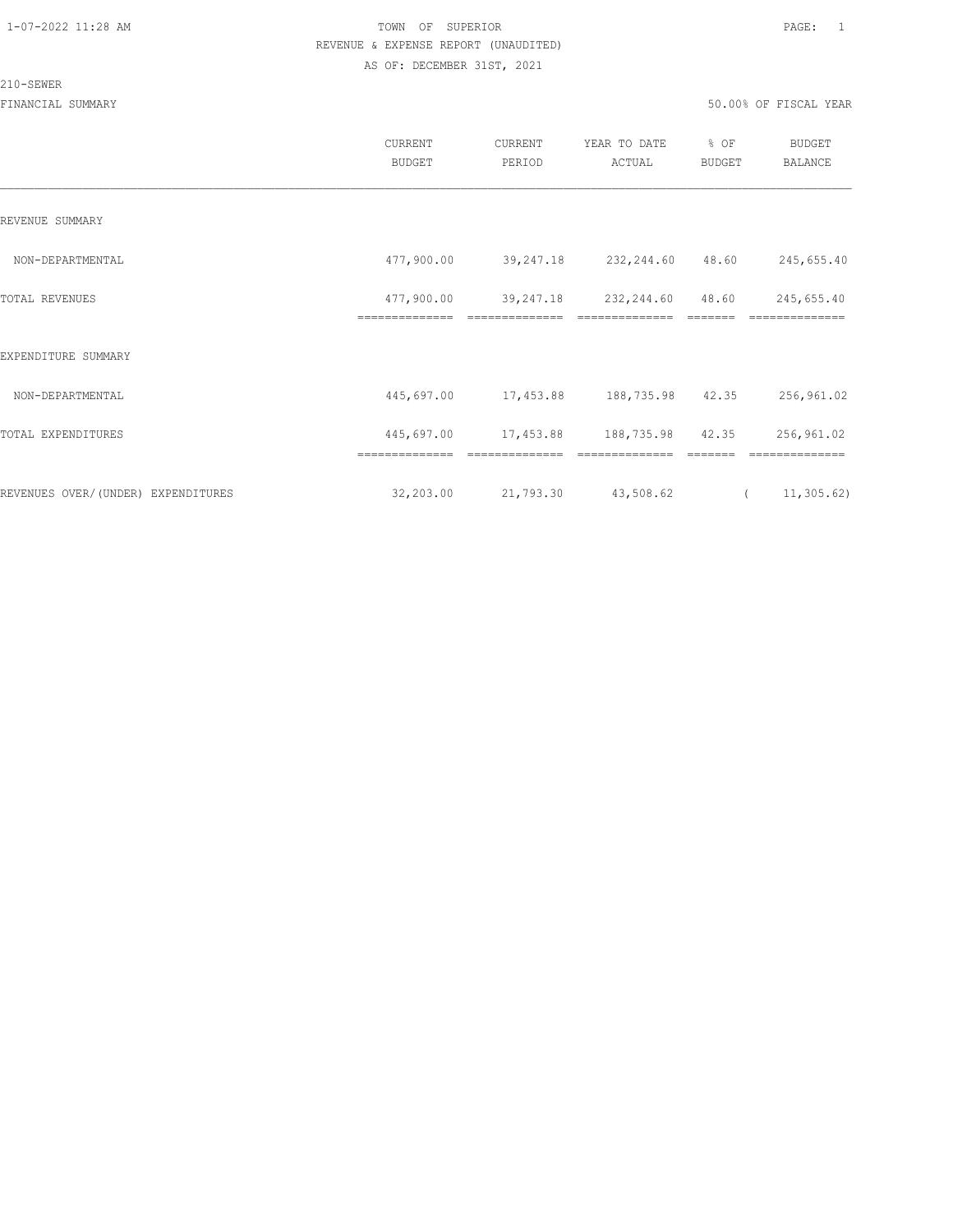TOWN OF SUPERIOR
REVENUE & EXPENSE REPORT (UNAUDITED)
AS OF: DECEMBER 31ST, 2021

210-SEWER

FINANCIAL SUMMARY

50.00% OF FISCAL YEAR

| | CURRENT BUDGET | CURRENT PERIOD | YEAR TO DATE ACTUAL | % OF BUDGET | BUDGET BALANCE |
|---|---|---|---|---|---|
| REVENUE SUMMARY | | | | | |
| NON-DEPARTMENTAL | 477,900.00 | 39,247.18 | 232,244.60 | 48.60 | 245,655.40 |
| TOTAL REVENUES | 477,900.00 | 39,247.18 | 232,244.60 | 48.60 | 245,655.40 |
| EXPENDITURE SUMMARY | | | | | |
| NON-DEPARTMENTAL | 445,697.00 | 17,453.88 | 188,735.98 | 42.35 | 256,961.02 |
| TOTAL EXPENDITURES | 445,697.00 | 17,453.88 | 188,735.98 | 42.35 | 256,961.02 |
| REVENUES OVER/(UNDER) EXPENDITURES | 32,203.00 | 21,793.30 | 43,508.62 | | ( 11,305.62) |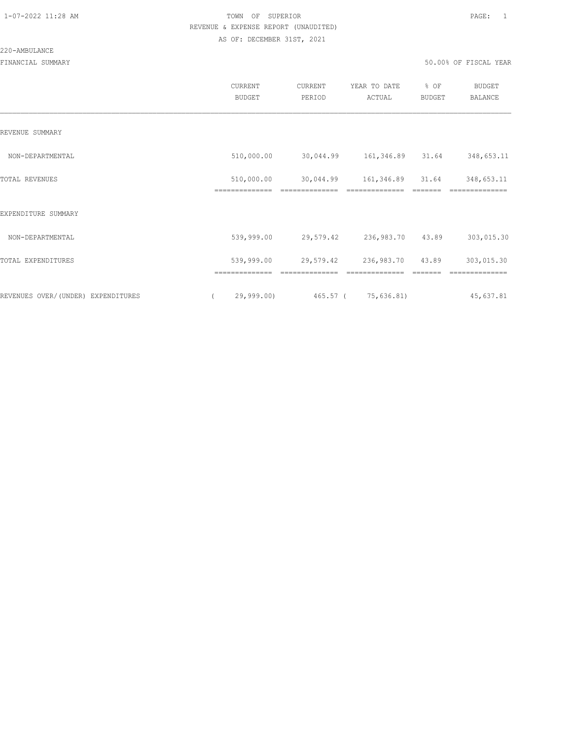TOWN OF SUPERIOR
REVENUE & EXPENSE REPORT (UNAUDITED)
AS OF: DECEMBER 31ST, 2021

220-AMBULANCE

FINANCIAL SUMMARY

50.00% OF FISCAL YEAR

| | CURRENT BUDGET | CURRENT PERIOD | YEAR TO DATE ACTUAL | % OF BUDGET | BUDGET BALANCE |
|---|---|---|---|---|---|
| REVENUE SUMMARY | | | | | |
| NON-DEPARTMENTAL | 510,000.00 | 30,044.99 | 161,346.89 | 31.64 | 348,653.11 |
| TOTAL REVENUES | 510,000.00 | 30,044.99 | 161,346.89 | 31.64 | 348,653.11 |
| EXPENDITURE SUMMARY | | | | | |
| NON-DEPARTMENTAL | 539,999.00 | 29,579.42 | 236,983.70 | 43.89 | 303,015.30 |
| TOTAL EXPENDITURES | 539,999.00 | 29,579.42 | 236,983.70 | 43.89 | 303,015.30 |
| REVENUES OVER/(UNDER) EXPENDITURES | ( 29,999.00) | 465.57 | ( 75,636.81) | | 45,637.81 |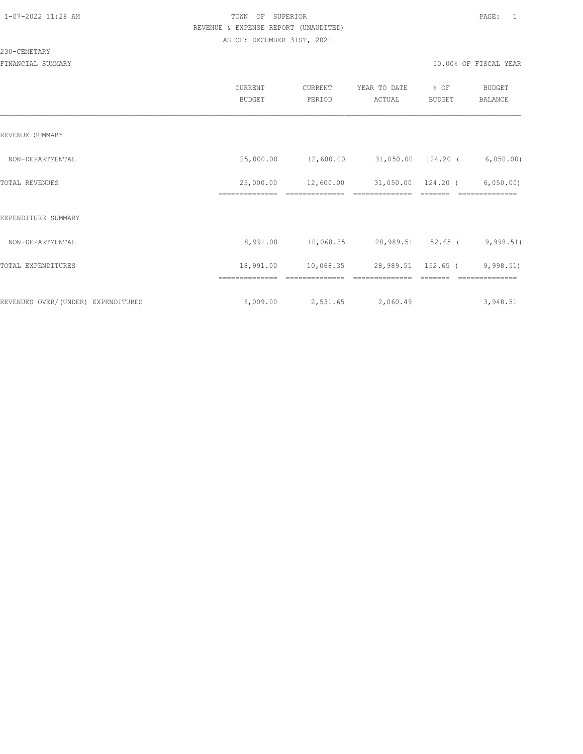TOWN OF SUPERIOR
REVENUE & EXPENSE REPORT (UNAUDITED)
AS OF: DECEMBER 31ST, 2021

230-CEMETARY

FINANCIAL SUMMARY

50.00% OF FISCAL YEAR

| | CURRENT BUDGET | CURRENT PERIOD | YEAR TO DATE ACTUAL | % OF BUDGET | BUDGET BALANCE |
|---|---|---|---|---|---|
| REVENUE SUMMARY | | | | | |
| NON-DEPARTMENTAL | 25,000.00 | 12,600.00 | 31,050.00 | 124.20 | ( 6,050.00) |
| TOTAL REVENUES | 25,000.00 | 12,600.00 | 31,050.00 | 124.20 | ( 6,050.00) |
| EXPENDITURE SUMMARY | | | | | |
| NON-DEPARTMENTAL | 18,991.00 | 10,068.35 | 28,989.51 | 152.65 | ( 9,998.51) |
| TOTAL EXPENDITURES | 18,991.00 | 10,068.35 | 28,989.51 | 152.65 | ( 9,998.51) |
| REVENUES OVER/(UNDER) EXPENDITURES | 6,009.00 | 2,531.65 | 2,060.49 | | 3,948.51 |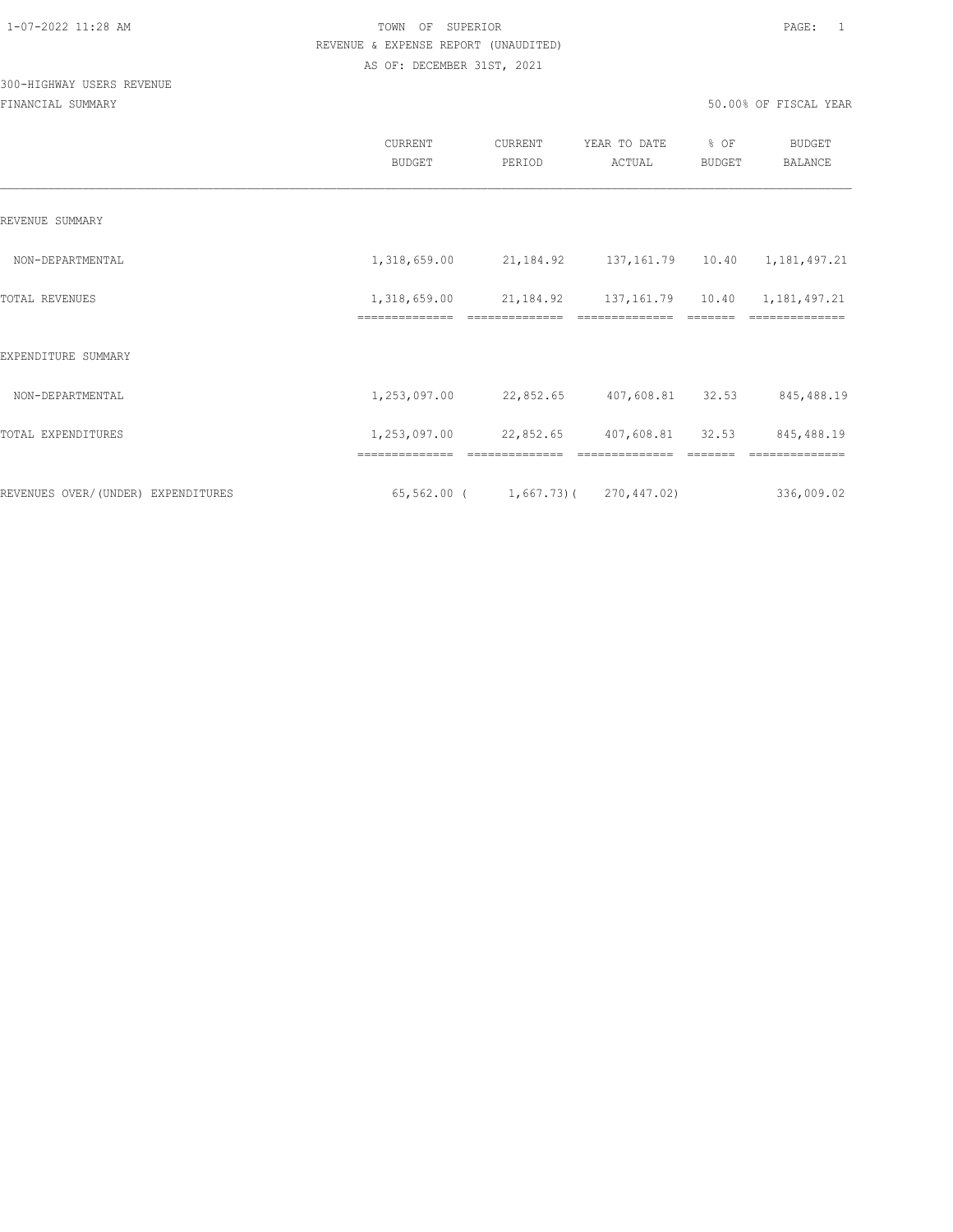TOWN OF SUPERIOR

REVENUE & EXPENSE REPORT (UNAUDITED)

AS OF: DECEMBER 31ST, 2021

300-HIGHWAY USERS REVENUE

FINANCIAL SUMMARY

50.00% OF FISCAL YEAR

| | CURRENT BUDGET | CURRENT PERIOD | YEAR TO DATE ACTUAL | % OF BUDGET | BUDGET BALANCE |
|---|---|---|---|---|---|
| REVENUE SUMMARY | | | | | |
| NON-DEPARTMENTAL | 1,318,659.00 | 21,184.92 | 137,161.79 | 10.40 | 1,181,497.21 |
| TOTAL REVENUES | 1,318,659.00 | 21,184.92 | 137,161.79 | 10.40 | 1,181,497.21 |
| EXPENDITURE SUMMARY | | | | | |
| NON-DEPARTMENTAL | 1,253,097.00 | 22,852.65 | 407,608.81 | 32.53 | 845,488.19 |
| TOTAL EXPENDITURES | 1,253,097.00 | 22,852.65 | 407,608.81 | 32.53 | 845,488.19 |
| REVENUES OVER/(UNDER) EXPENDITURES | 65,562.00 | ( 1,667.73) | ( 270,447.02) | | 336,009.02 |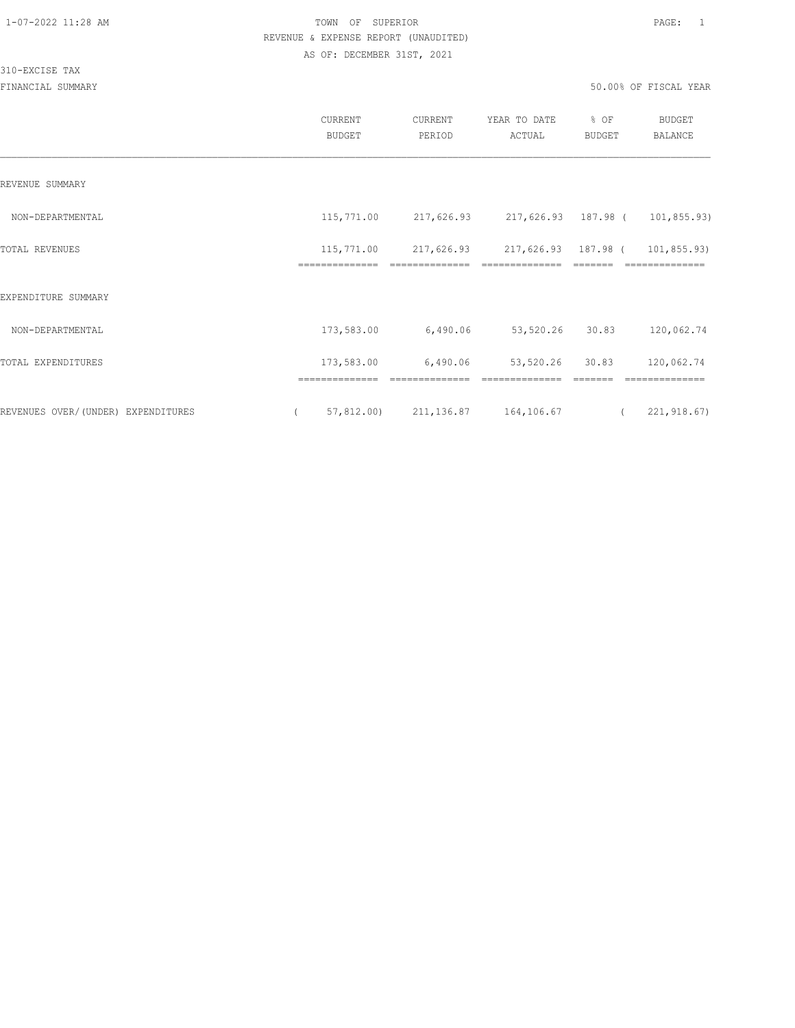TOWN OF SUPERIOR
REVENUE & EXPENSE REPORT (UNAUDITED)
AS OF: DECEMBER 31ST, 2021

310-EXCISE TAX

FINANCIAL SUMMARY — 50.00% OF FISCAL YEAR

| | CURRENT BUDGET | CURRENT PERIOD | YEAR TO DATE ACTUAL | % OF BUDGET | BUDGET BALANCE |
|---|---|---|---|---|---|
| REVENUE SUMMARY | | | | | |
| NON-DEPARTMENTAL | 115,771.00 | 217,626.93 | 217,626.93 | 187.98 | ( 101,855.93) |
| TOTAL REVENUES | 115,771.00 | 217,626.93 | 217,626.93 | 187.98 | ( 101,855.93) |
| EXPENDITURE SUMMARY | | | | | |
| NON-DEPARTMENTAL | 173,583.00 | 6,490.06 | 53,520.26 | 30.83 | 120,062.74 |
| TOTAL EXPENDITURES | 173,583.00 | 6,490.06 | 53,520.26 | 30.83 | 120,062.74 |
| REVENUES OVER/(UNDER) EXPENDITURES | ( 57,812.00) | 211,136.87 | 164,106.67 | | ( 221,918.67) |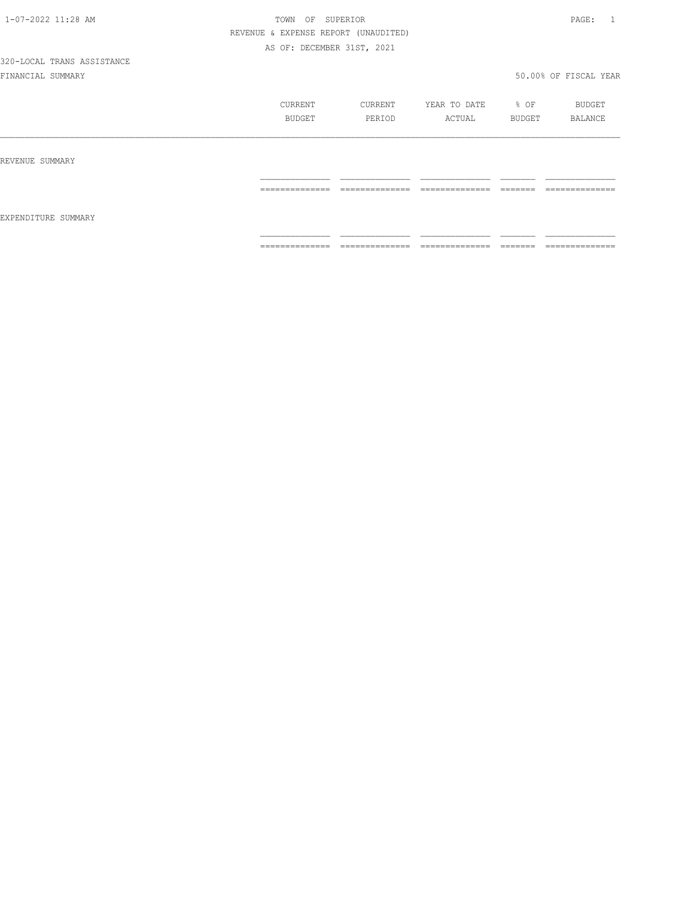TOWN OF SUPERIOR
REVENUE & EXPENSE REPORT (UNAUDITED)
AS OF: DECEMBER 31ST, 2021

320-LOCAL TRANS ASSISTANCE

FINANCIAL SUMMARY

50.00% OF FISCAL YEAR

| | CURRENT BUDGET | CURRENT PERIOD | YEAR TO DATE ACTUAL | % OF BUDGET | BUDGET BALANCE |
|---|---|---|---|---|---|
| REVENUE SUMMARY | | | | | |
| EXPENDITURE SUMMARY | | | | | |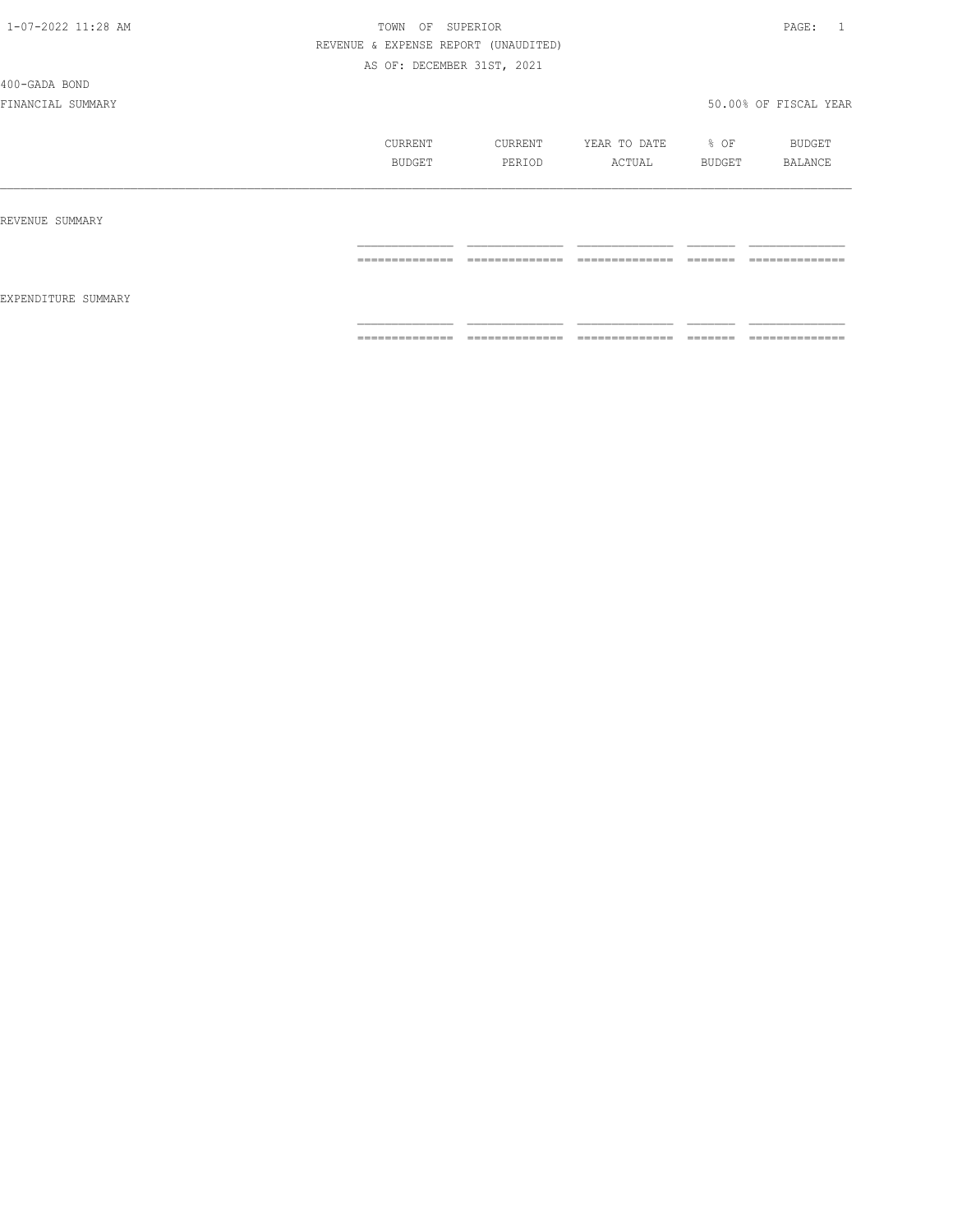TOWN OF SUPERIOR

REVENUE & EXPENSE REPORT (UNAUDITED)

AS OF: DECEMBER 31ST, 2021

400-GADA BOND

FINANCIAL SUMMARY

50.00% OF FISCAL YEAR

| | CURRENT BUDGET | CURRENT PERIOD | YEAR TO DATE ACTUAL | % OF BUDGET | BUDGET BALANCE |
|---|---|---|---|---|---|
| REVENUE SUMMARY | | | | | |
| EXPENDITURE SUMMARY | | | | | |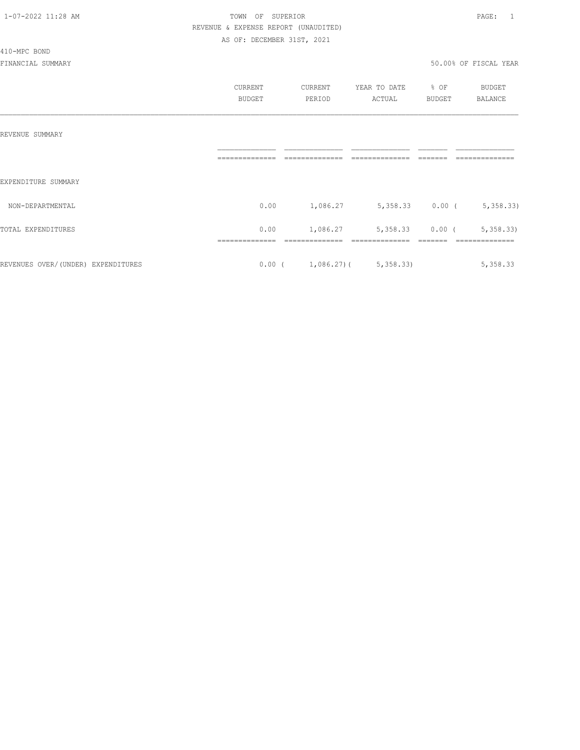TOWN OF SUPERIOR
REVENUE & EXPENSE REPORT (UNAUDITED)
AS OF: DECEMBER 31ST, 2021

410-MPC BOND

FINANCIAL SUMMARY

50.00% OF FISCAL YEAR

| | CURRENT BUDGET | CURRENT PERIOD | YEAR TO DATE ACTUAL | % OF BUDGET | BUDGET BALANCE |
|---|---|---|---|---|---|
| REVENUE SUMMARY | | | | | |
| EXPENDITURE SUMMARY | | | | | |
| NON-DEPARTMENTAL | 0.00 | 1,086.27 | 5,358.33 | 0.00 | ( 5,358.33) |
| TOTAL EXPENDITURES | 0.00 | 1,086.27 | 5,358.33 | 0.00 | ( 5,358.33) |
| REVENUES OVER/(UNDER) EXPENDITURES | 0.00 | ( 1,086.27) | ( 5,358.33) | | 5,358.33 |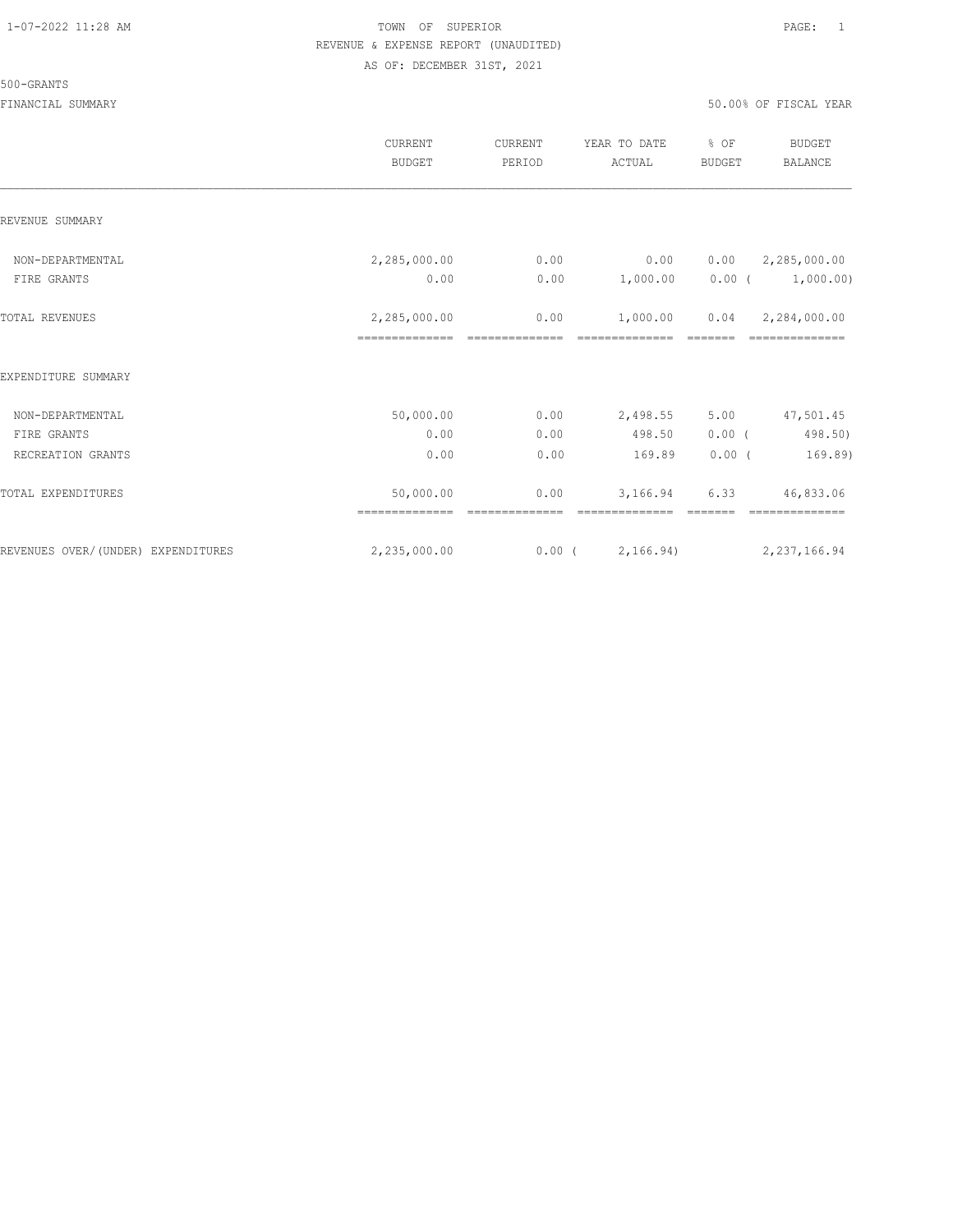TOWN OF SUPERIOR
REVENUE & EXPENSE REPORT (UNAUDITED)
AS OF: DECEMBER 31ST, 2021

500-GRANTS

FINANCIAL SUMMARY 50.00% OF FISCAL YEAR

| | CURRENT BUDGET | CURRENT PERIOD | YEAR TO DATE ACTUAL | % OF BUDGET | BUDGET BALANCE |
|---|---|---|---|---|---|
| **REVENUE SUMMARY** | | | | | |
| NON-DEPARTMENTAL | 2,285,000.00 | 0.00 | 0.00 | 0.00 | 2,285,000.00 |
| FIRE GRANTS | 0.00 | 0.00 | 1,000.00 | 0.00 ( | 1,000.00) |
| TOTAL REVENUES | 2,285,000.00 | 0.00 | 1,000.00 | 0.04 | 2,284,000.00 |
| **EXPENDITURE SUMMARY** | | | | | |
| NON-DEPARTMENTAL | 50,000.00 | 0.00 | 2,498.55 | 5.00 | 47,501.45 |
| FIRE GRANTS | 0.00 | 0.00 | 498.50 | 0.00 ( | 498.50) |
| RECREATION GRANTS | 0.00 | 0.00 | 169.89 | 0.00 ( | 169.89) |
| TOTAL EXPENDITURES | 50,000.00 | 0.00 | 3,166.94 | 6.33 | 46,833.06 |
| REVENUES OVER/(UNDER) EXPENDITURES | 2,235,000.00 | 0.00 ( | 2,166.94) | | 2,237,166.94 |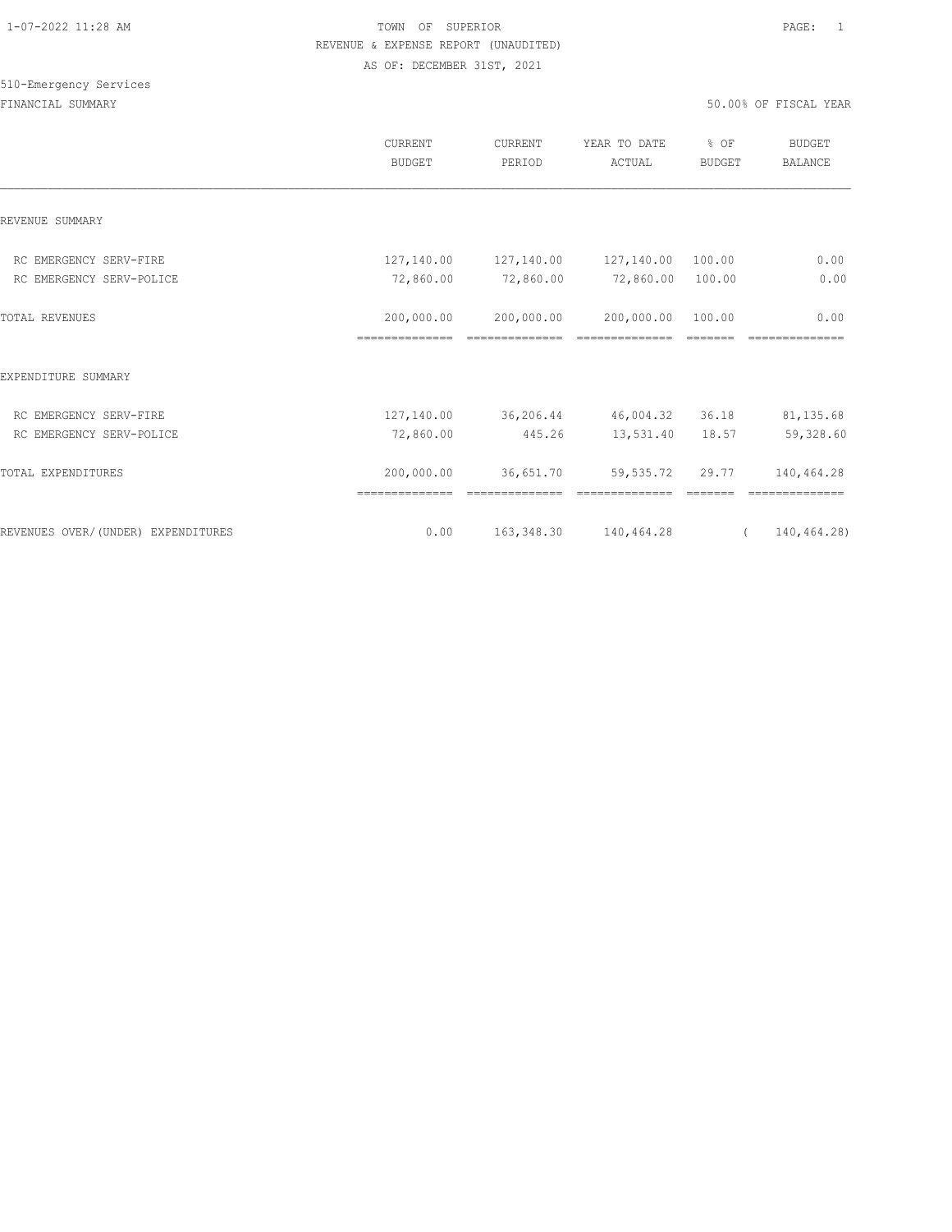TOWN OF SUPERIOR
REVENUE & EXPENSE REPORT (UNAUDITED)
AS OF: DECEMBER 31ST, 2021

510-Emergency Services
FINANCIAL SUMMARY

50.00% OF FISCAL YEAR

| | CURRENT BUDGET | CURRENT PERIOD | YEAR TO DATE ACTUAL | % OF BUDGET | BUDGET BALANCE |
|---|---|---|---|---|---|
| REVENUE SUMMARY | | | | | |
| RC EMERGENCY SERV-FIRE | 127,140.00 | 127,140.00 | 127,140.00 | 100.00 | 0.00 |
| RC EMERGENCY SERV-POLICE | 72,860.00 | 72,860.00 | 72,860.00 | 100.00 | 0.00 |
| TOTAL REVENUES | 200,000.00 | 200,000.00 | 200,000.00 | 100.00 | 0.00 |
| EXPENDITURE SUMMARY | | | | | |
| RC EMERGENCY SERV-FIRE | 127,140.00 | 36,206.44 | 46,004.32 | 36.18 | 81,135.68 |
| RC EMERGENCY SERV-POLICE | 72,860.00 | 445.26 | 13,531.40 | 18.57 | 59,328.60 |
| TOTAL EXPENDITURES | 200,000.00 | 36,651.70 | 59,535.72 | 29.77 | 140,464.28 |
| REVENUES OVER/(UNDER) EXPENDITURES | 0.00 | 163,348.30 | 140,464.28 | | ( 140,464.28) |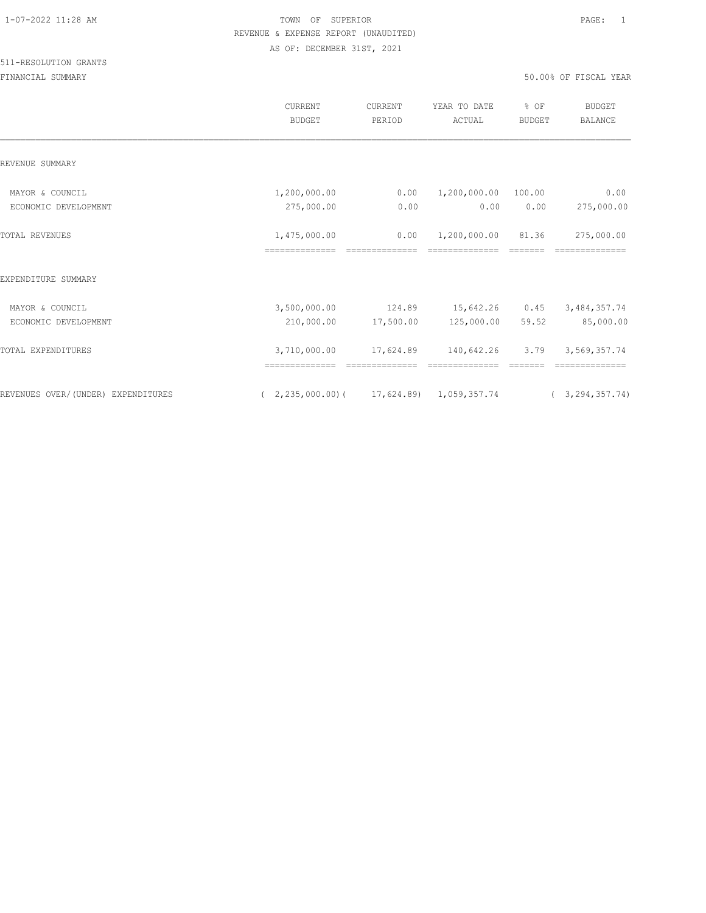TOWN OF SUPERIOR

REVENUE & EXPENSE REPORT (UNAUDITED)

AS OF: DECEMBER 31ST, 2021

511-RESOLUTION GRANTS

FINANCIAL SUMMARY

50.00% OF FISCAL YEAR

| | CURRENT BUDGET | CURRENT PERIOD | YEAR TO DATE ACTUAL | % OF BUDGET | BUDGET BALANCE |
|---|---|---|---|---|---|
| REVENUE SUMMARY | | | | | |
| MAYOR & COUNCIL | 1,200,000.00 | 0.00 | 1,200,000.00 | 100.00 | 0.00 |
| ECONOMIC DEVELOPMENT | 275,000.00 | 0.00 | 0.00 | 0.00 | 275,000.00 |
| TOTAL REVENUES | 1,475,000.00 | 0.00 | 1,200,000.00 | 81.36 | 275,000.00 |
| EXPENDITURE SUMMARY | | | | | |
| MAYOR & COUNCIL | 3,500,000.00 | 124.89 | 15,642.26 | 0.45 | 3,484,357.74 |
| ECONOMIC DEVELOPMENT | 210,000.00 | 17,500.00 | 125,000.00 | 59.52 | 85,000.00 |
| TOTAL EXPENDITURES | 3,710,000.00 | 17,624.89 | 140,642.26 | 3.79 | 3,569,357.74 |
| REVENUES OVER/(UNDER) EXPENDITURES | ( 2,235,000.00) | ( 17,624.89) | 1,059,357.74 | | ( 3,294,357.74) |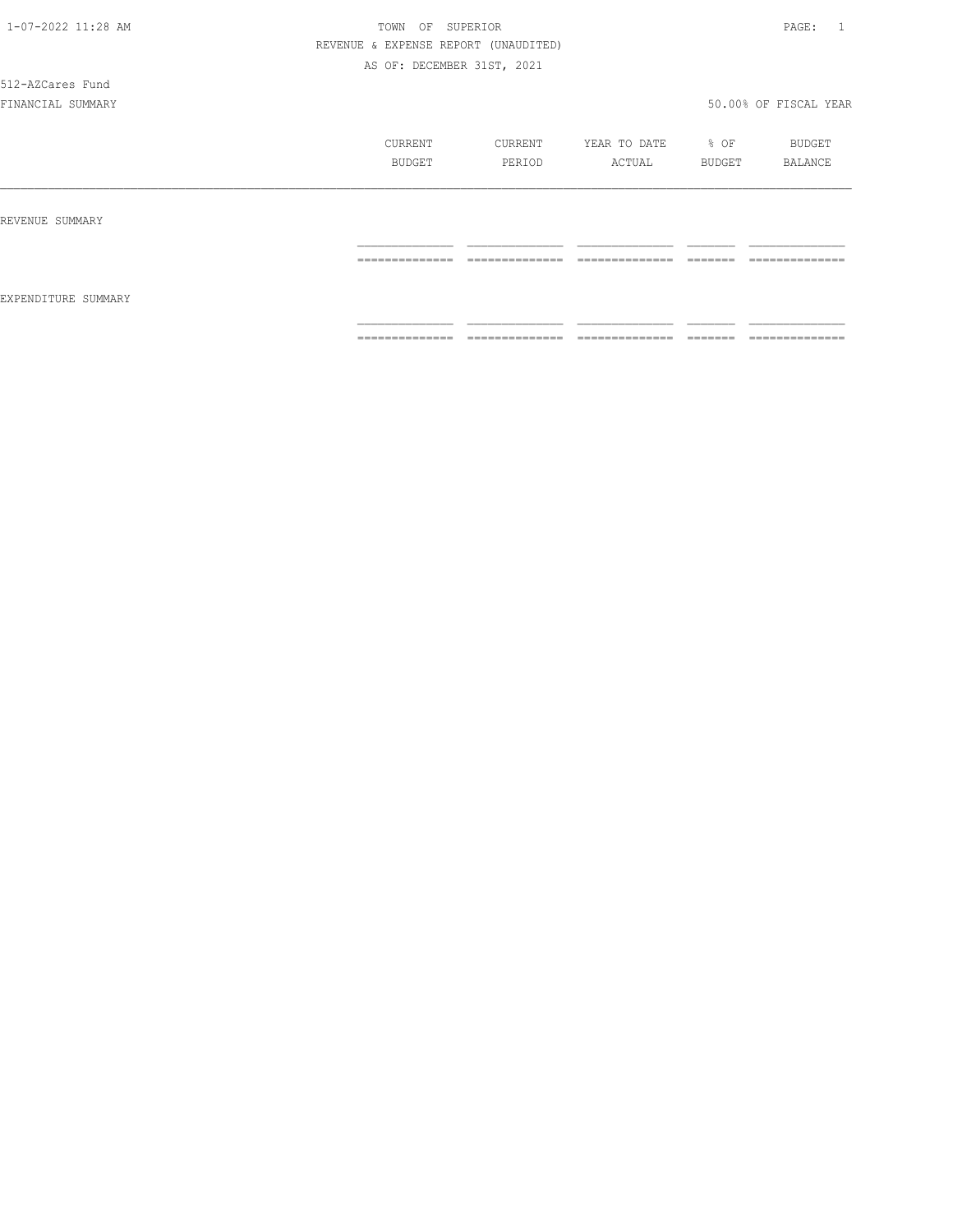TOWN OF SUPERIOR

REVENUE & EXPENSE REPORT (UNAUDITED)

AS OF: DECEMBER 31ST, 2021

512-AZCares Fund

FINANCIAL SUMMARY

50.00% OF FISCAL YEAR

| | CURRENT BUDGET | CURRENT PERIOD | YEAR TO DATE ACTUAL | % OF BUDGET | BUDGET BALANCE |
|---|---|---|---|---|---|
| REVENUE SUMMARY | | | | | |
| EXPENDITURE SUMMARY | | | | | |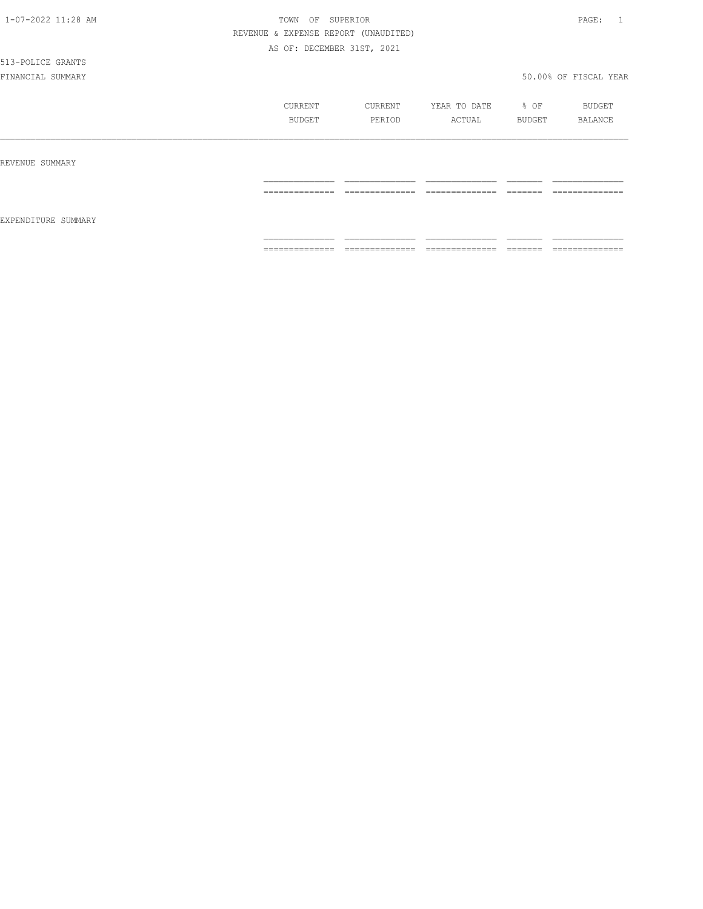TOWN OF SUPERIOR

REVENUE & EXPENSE REPORT (UNAUDITED)

AS OF: DECEMBER 31ST, 2021

513-POLICE GRANTS

FINANCIAL SUMMARY

50.00% OF FISCAL YEAR

| | CURRENT BUDGET | CURRENT PERIOD | YEAR TO DATE ACTUAL | % OF BUDGET | BUDGET BALANCE |
|---|---|---|---|---|---|
| REVENUE SUMMARY | | | | | |
| EXPENDITURE SUMMARY | | | | | |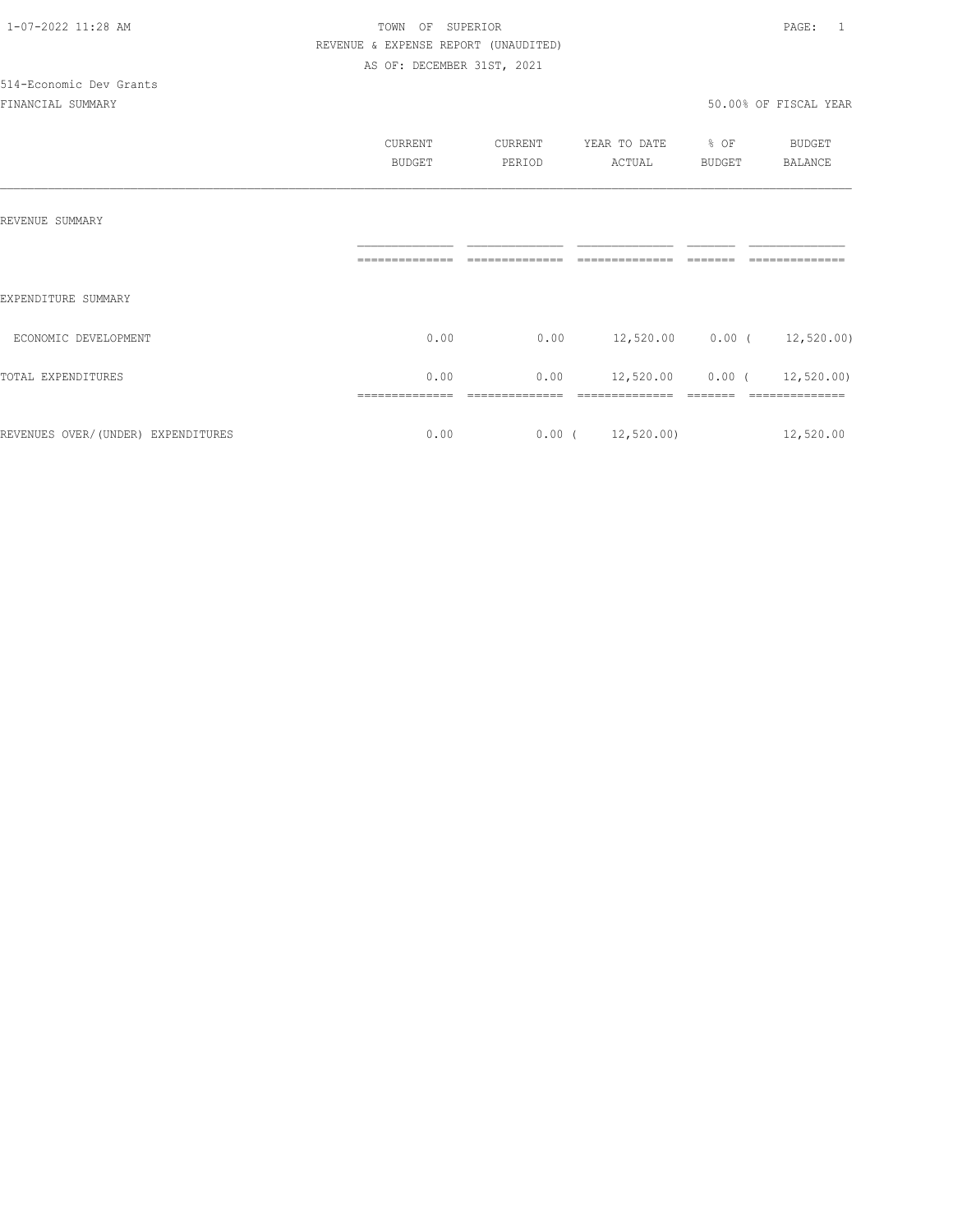1-07-2022 11:28 AM TOWN OF SUPERIOR

REVENUE & EXPENSE REPORT (UNAUDITED)

AS OF: DECEMBER 31ST, 2021

514-Economic Dev Grants

FINANCIAL SUMMARY 50.00% OF FISCAL YEAR

| | CURRENT BUDGET | CURRENT PERIOD | YEAR TO DATE ACTUAL | % OF BUDGET | BUDGET BALANCE |
|---|---|---|---|---|---|
| REVENUE SUMMARY | | | | | |
| EXPENDITURE SUMMARY | | | | | |
| ECONOMIC DEVELOPMENT | 0.00 | 0.00 | 12,520.00 | 0.00 | ( 12,520.00) |
| TOTAL EXPENDITURES | 0.00 | 0.00 | 12,520.00 | 0.00 | ( 12,520.00) |
| REVENUES OVER/(UNDER) EXPENDITURES | 0.00 | 0.00 | ( 12,520.00) | | 12,520.00 |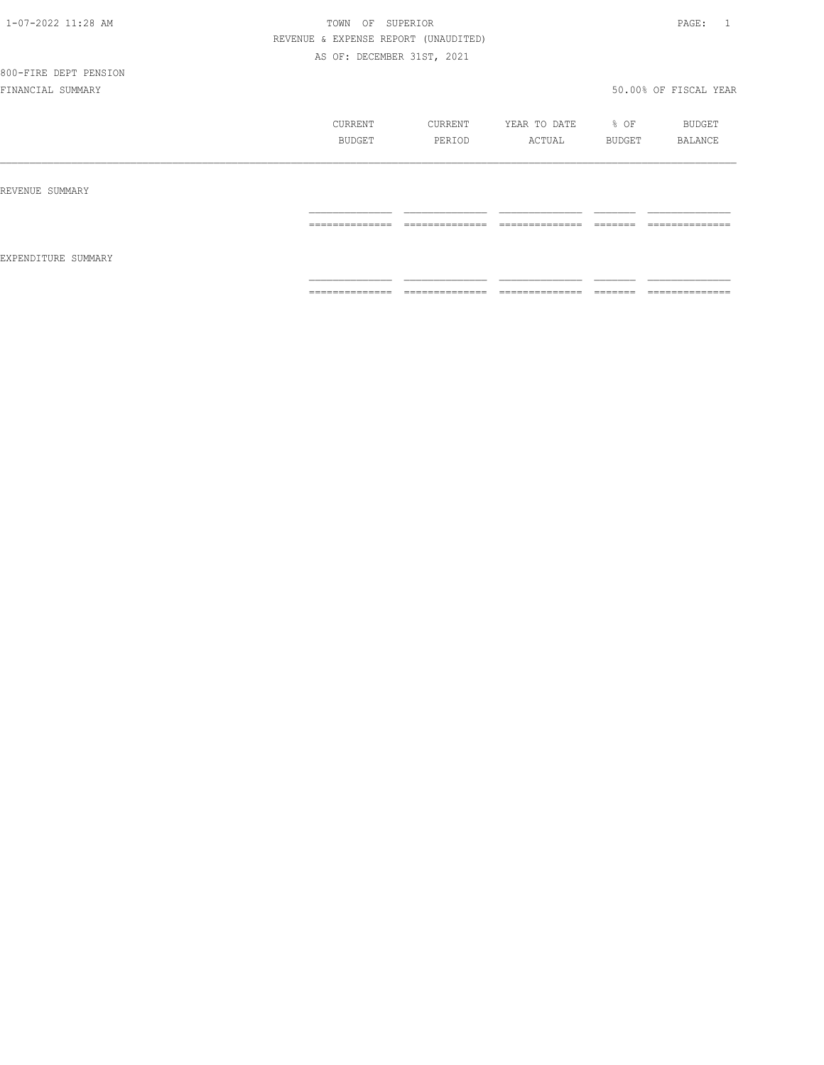TOWN OF SUPERIOR

REVENUE & EXPENSE REPORT (UNAUDITED)

AS OF: DECEMBER 31ST, 2021

800-FIRE DEPT PENSION

FINANCIAL SUMMARY

50.00% OF FISCAL YEAR

| | CURRENT BUDGET | CURRENT PERIOD | YEAR TO DATE ACTUAL | % OF BUDGET | BUDGET BALANCE |
|---|---|---|---|---|---|
| REVENUE SUMMARY | | | | | |
| EXPENDITURE SUMMARY | | | | | |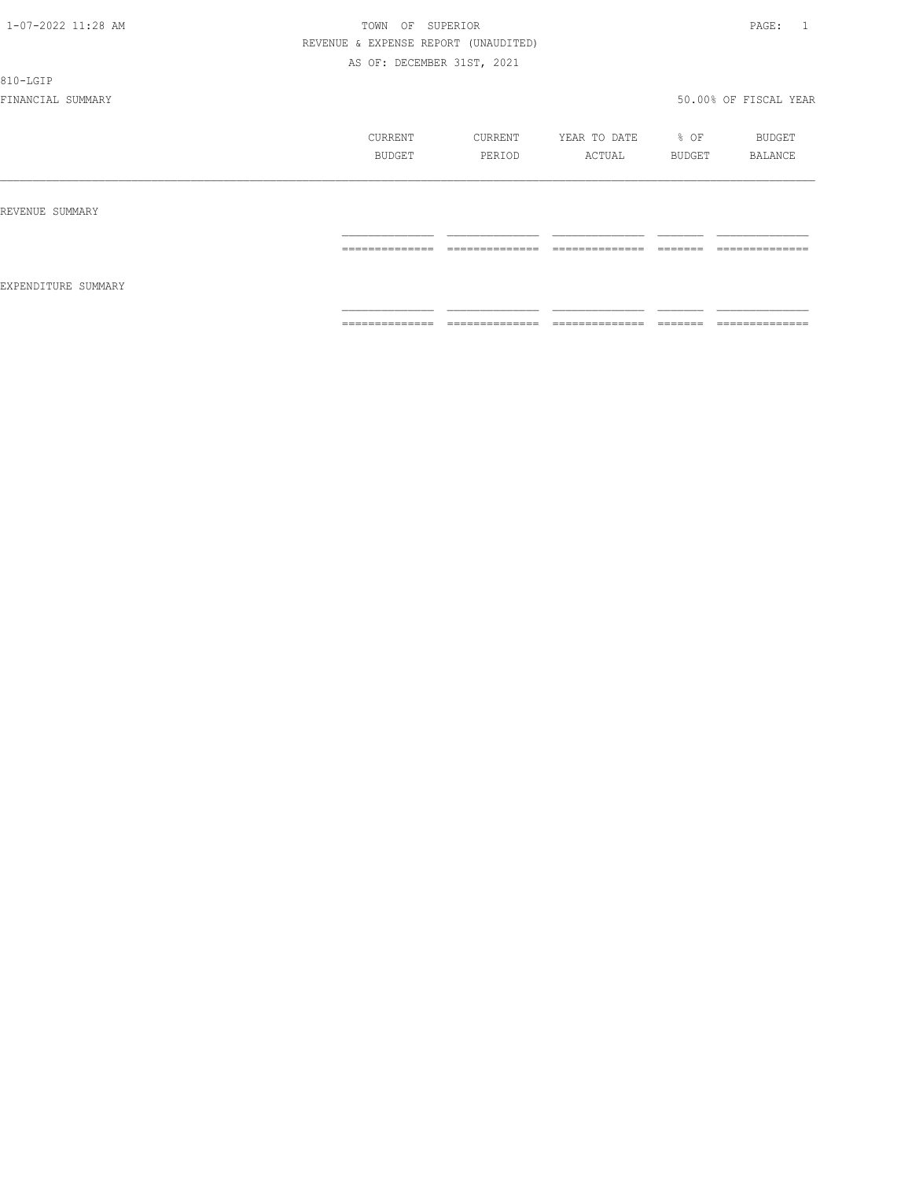TOWN OF SUPERIOR

REVENUE & EXPENSE REPORT (UNAUDITED)

AS OF: DECEMBER 31ST, 2021

810-LGIP

FINANCIAL SUMMARY 50.00% OF FISCAL YEAR

| | CURRENT BUDGET | CURRENT PERIOD | YEAR TO DATE ACTUAL | % OF BUDGET | BUDGET BALANCE |
|---|---|---|---|---|---|
| REVENUE SUMMARY | | | | | |
| EXPENDITURE SUMMARY | | | | | |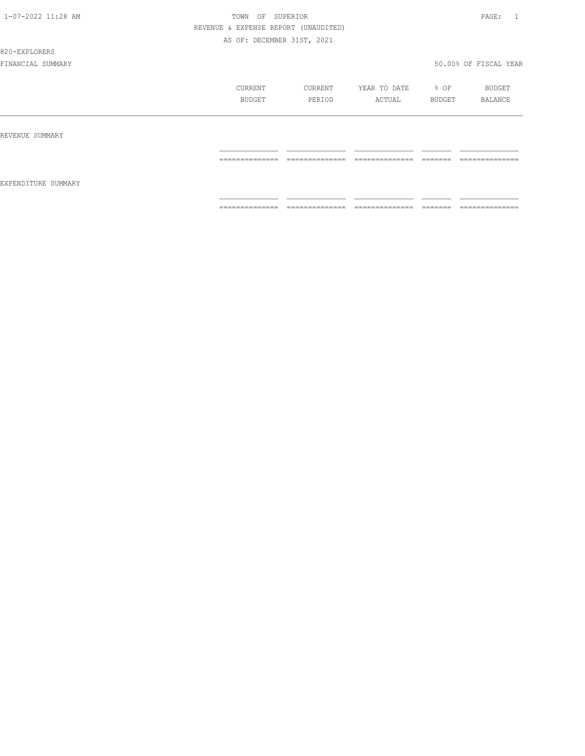TOWN OF SUPERIOR

REVENUE & EXPENSE REPORT (UNAUDITED)

AS OF: DECEMBER 31ST, 2021

820-EXPLORERS

FINANCIAL SUMMARY

50.00% OF FISCAL YEAR

| | CURRENT BUDGET | CURRENT PERIOD | YEAR TO DATE ACTUAL | % OF BUDGET | BUDGET BALANCE |
|---|---|---|---|---|---|
| REVENUE SUMMARY | | | | | |
| EXPENDITURE SUMMARY | | | | | |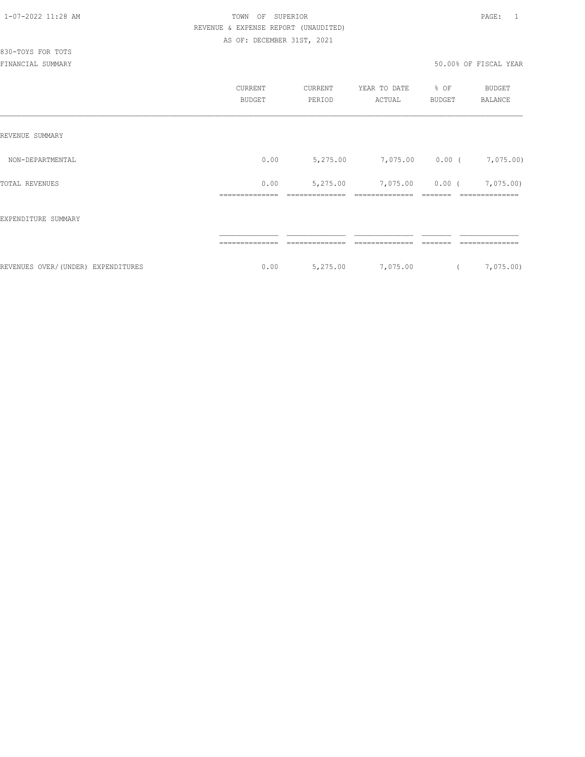TOWN OF SUPERIOR
REVENUE & EXPENSE REPORT (UNAUDITED)
AS OF: DECEMBER 31ST, 2021

830-TOYS FOR TOTS
FINANCIAL SUMMARY

50.00% OF FISCAL YEAR

| | CURRENT BUDGET | CURRENT PERIOD | YEAR TO DATE ACTUAL | % OF BUDGET | BUDGET BALANCE |
|---|---|---|---|---|---|
| REVENUE SUMMARY | | | | | |
| NON-DEPARTMENTAL | 0.00 | 5,275.00 | 7,075.00 | 0.00 | (7,075.00) |
| TOTAL REVENUES | 0.00 | 5,275.00 | 7,075.00 | 0.00 | (7,075.00) |
| EXPENDITURE SUMMARY | | | | | |
| REVENUES OVER/(UNDER) EXPENDITURES | 0.00 | 5,275.00 | 7,075.00 | | (7,075.00) |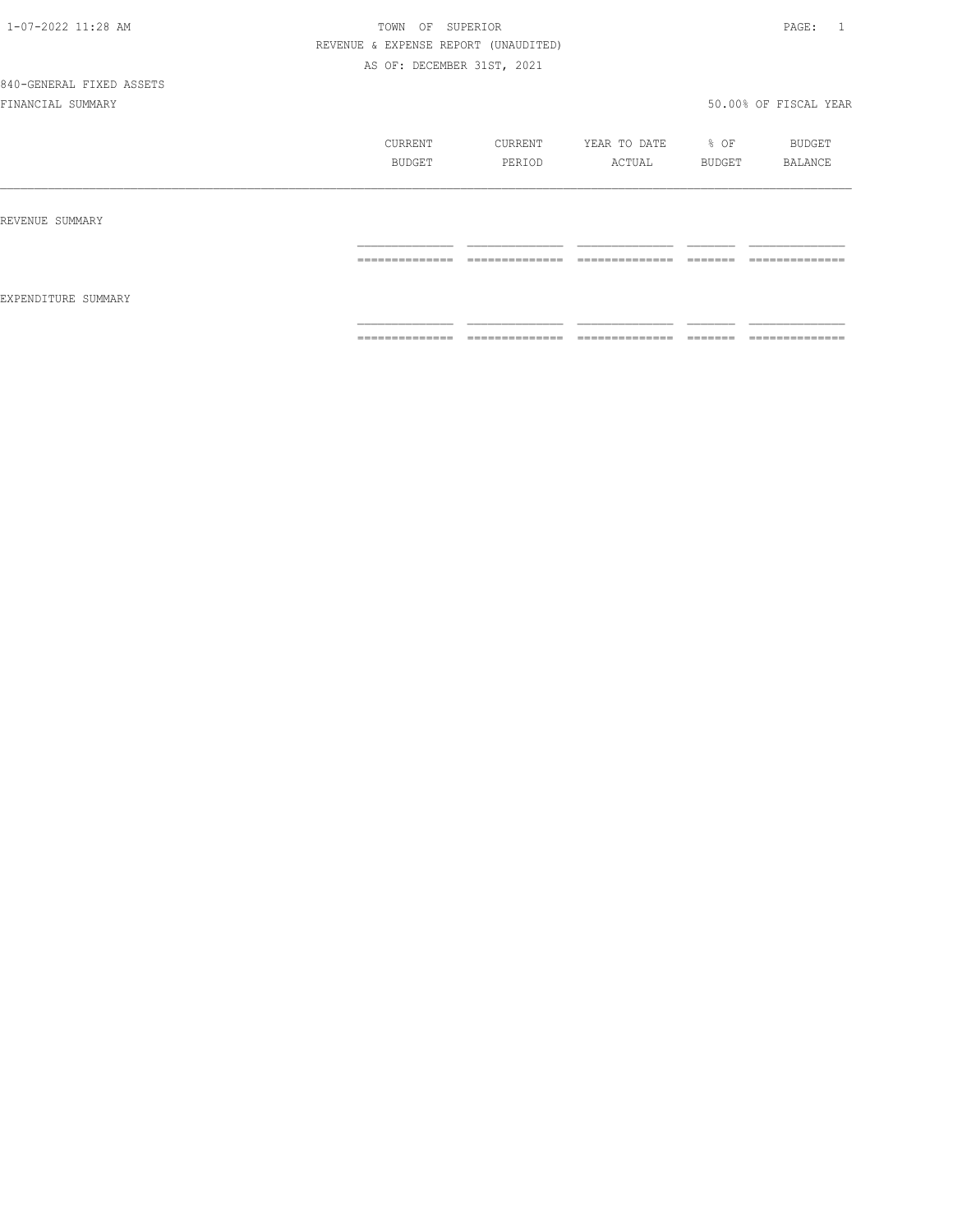TOWN OF SUPERIOR

REVENUE & EXPENSE REPORT (UNAUDITED)

AS OF: DECEMBER 31ST, 2021

840-GENERAL FIXED ASSETS

FINANCIAL SUMMARY

50.00% OF FISCAL YEAR

| | CURRENT BUDGET | CURRENT PERIOD | YEAR TO DATE ACTUAL | % OF BUDGET | BUDGET BALANCE |
|---|---|---|---|---|---|
| REVENUE SUMMARY | | | | | |
| EXPENDITURE SUMMARY | | | | | |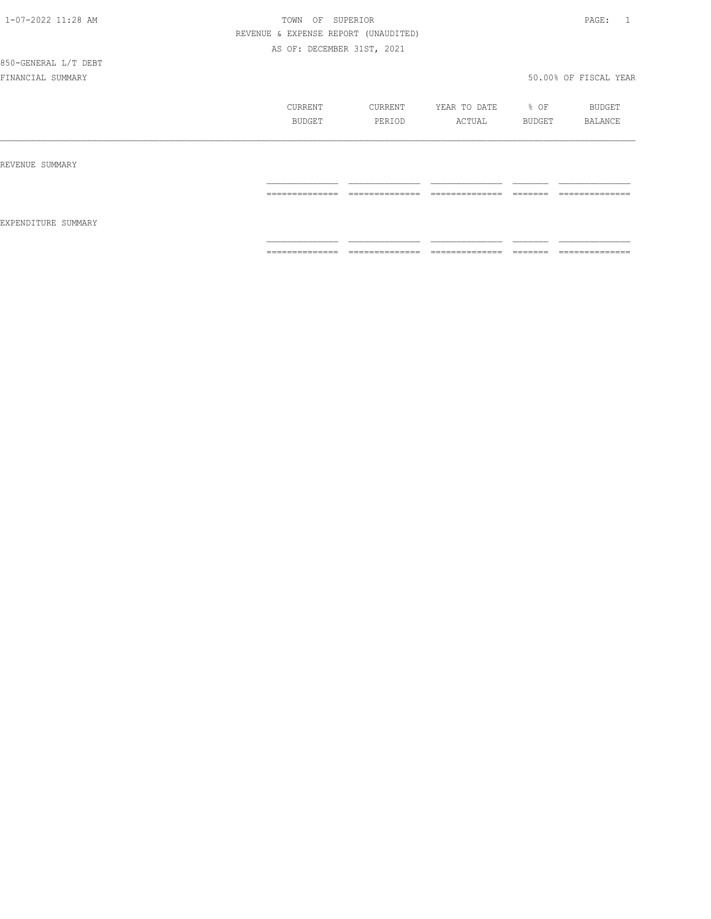TOWN OF SUPERIOR

REVENUE & EXPENSE REPORT (UNAUDITED)

AS OF: DECEMBER 31ST, 2021

850-GENERAL L/T DEBT

FINANCIAL SUMMARY

50.00% OF FISCAL YEAR

| | CURRENT BUDGET | CURRENT PERIOD | YEAR TO DATE ACTUAL | % OF BUDGET | BUDGET BALANCE |
|---|---|---|---|---|---|
| REVENUE SUMMARY | | | | | |
| EXPENDITURE SUMMARY | | | | | |